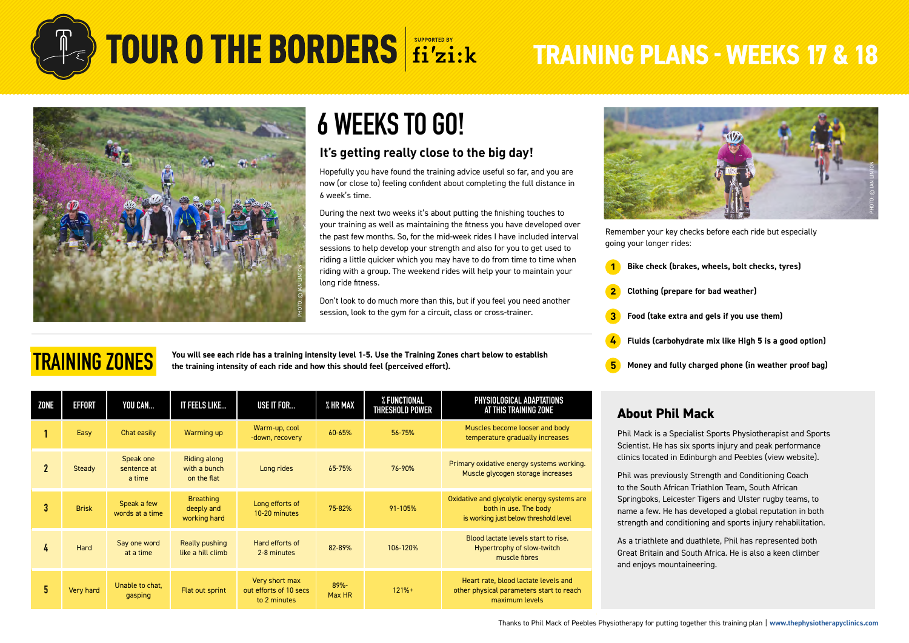# TOUR O THE BORDERS

SUPPORTED BY fi'zi:k

# TRAINING PLANS - WEEKS 17 & 18

## 6 WEEKS TO GO!

### It's getting really close to the big day!

Hopefully you have found the training advice useful so far, and you are now (or close to) feeling confident about completing the full distance in 6 week's time.

During the next two weeks it's about putting the finishing touches to your training as well as maintaining the fitness you have developed over the past few months. So, for the mid-week rides I have included interval sessions to help develop your strength and also for you to get used to riding a little quicker which you may have to do from time to time when riding with a group. The weekend rides will help your to maintain your long ride fitness.

Don't look to do much more than this, but if you feel you need another session, look to the gym for a circuit, class or cross-trainer.

PHOTO: © IAN LINTON

Remember your key checks before each ride but especially going your longer rides:

1. **Bike check (brakes, wheels, bolt checks, tyres)**
2. **Clothing (prepare for bad weather)**
3. **Food (take extra and gels if you use them)**
4. **Fluids (carbohydrate mix like High 5 is a good option)**
5. **Money and fully charged phone (in weather proof bag)**

## TRAINING ZONES

**You will see each ride has a training intensity level 1-5. Use the Training Zones chart below to establish the training intensity of each ride and how this should feel (perceived effort).**

| ZONE | EFFORT | YOU CAN... | IT FEELS LIKE... | USE IT FOR... | % HR MAX | % FUNCTIONAL THRESHOLD POWER | PHYSIOLOGICAL ADAPTATIONS AT THIS TRAINING ZONE |
|---|---|---|---|---|---|---|---|
| 1 | Easy | Chat easily | Warming up | Warm-up, cool -down, recovery | 60-65% | 56-75% | Muscles become looser and body temperature gradually increases |
| 2 | Steady | Speak one sentence at a time | Riding along with a bunch on the flat | Long rides | 65-75% | 76-90% | Primary oxidative energy systems working. Muscle glycogen storage increases |
| 3 | Brisk | Speak a few words at a time | Breathing deeply and working hard | Long efforts of 10-20 minutes | 75-82% | 91-105% | Oxidative and glycolytic energy systems are both in use. The body is working just below threshold level |
| 4 | Hard | Say one word at a time | Really pushing like a hill climb | Hard efforts of 2-8 minutes | 82-89% | 106-120% | Blood lactate levels start to rise. Hypertrophy of slow-twitch muscle fibres |
| 5 | Very hard | Unable to chat, gasping | Flat out sprint | Very short max out efforts of 10 secs to 2 minutes | 89%-Max HR | 121%+ | Heart rate, blood lactate levels and other physical parameters start to reach maximum levels |

## About Phil Mack

Phil Mack is a Specialist Sports Physiotherapist and Sports Scientist. He has six sports injury and peak performance clinics located in Edinburgh and Peebles (view website).

Phil was previously Strength and Conditioning Coach to the South African Triathlon Team, South African Springboks, Leicester Tigers and Ulster rugby teams, to name a few. He has developed a global reputation in both strength and conditioning and sports injury rehabilitation.

As a triathlete and duathlete, Phil has represented both Great Britain and South Africa. He is also a keen climber and enjoys mountaineering.

Thanks to Phil Mack of Peebles Physiotherapy for putting together this training plan | **www.thephysiotherapyclinics.com**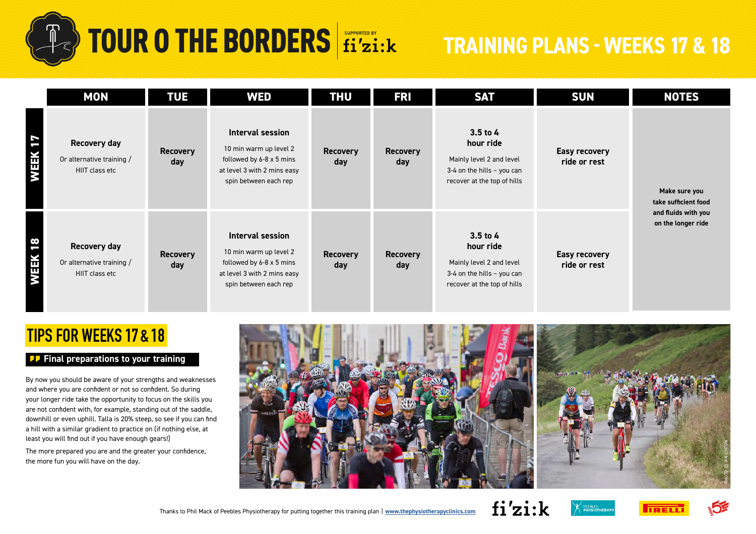# TOUR O THE BORDERS

SUPPORTED BY fi'zi:k

## TRAINING PLANS - WEEKS 17 & 18

| | MON | TUE | WED | THU | FRI | SAT | SUN | NOTES |
|---|---|---|---|---|---|---|---|---|
| **WEEK 17** | **Recovery day** Or alternative training / HIIT class etc | **Recovery day** | **Interval session** 10 min warm up level 2 followed by 6-8 x 5 mins at level 3 with 2 mins easy spin between each rep | **Recovery day** | **Recovery day** | **3.5 to 4 hour ride** Mainly level 2 and level 3-4 on the hills – you can recover at the top of hills | **Easy recovery ride or rest** | **Make sure you take sufficient food and fluids with you on the longer ride** |
| **WEEK 18** | **Recovery day** Or alternative training / HIIT class etc | **Recovery day** | **Interval session** 10 min warm up level 2 followed by 6-8 x 5 mins at level 3 with 2 mins easy spin between each rep | **Recovery day** | **Recovery day** | **3.5 to 4 hour ride** Mainly level 2 and level 3-4 on the hills – you can recover at the top of hills | **Easy recovery ride or rest** | |

## TIPS FOR WEEKS 17 & 18

### Final preparations to your training

By now you should be aware of your strengths and weaknesses and where you are confident or not so confident. So during your longer ride take the opportunity to focus on the skills you are not confident with, for example, standing out of the saddle, downhill or even uphill. Talla is 20% steep, so see if you can find a hill with a similar gradient to practice on (if nothing else, at least you will find out if you have enough gears!)

The more prepared you are and the greater your confidence, the more fun you will have on the day.

PHOTO: © IAN LINTON

PHOTO: © IAN LINTON

Thanks to Phil Mack of Peebles Physiotherapy for putting together this training plan | www.thephysiotherapyclinics.com